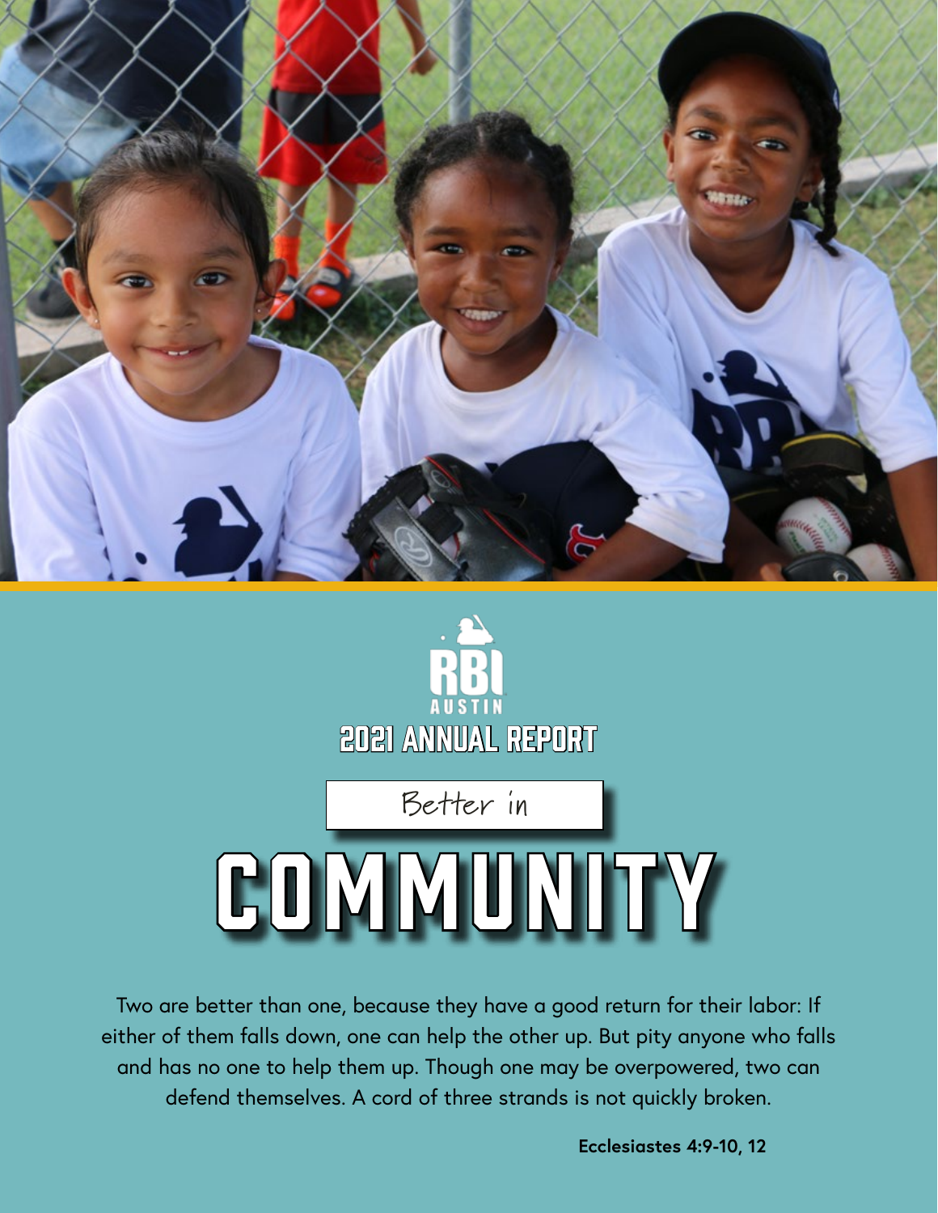RBI AUSTIN

2021 ANNUAL REPORT

# Better in COMMUNITY

Two are better than one, because they have a good return for their labor: If either of them falls down, one can help the other up. But pity anyone who falls and has no one to help them up. Though one may be overpowered, two can defend themselves. A cord of three strands is not quickly broken.

**Ecclesiastes 4:9-10, 12**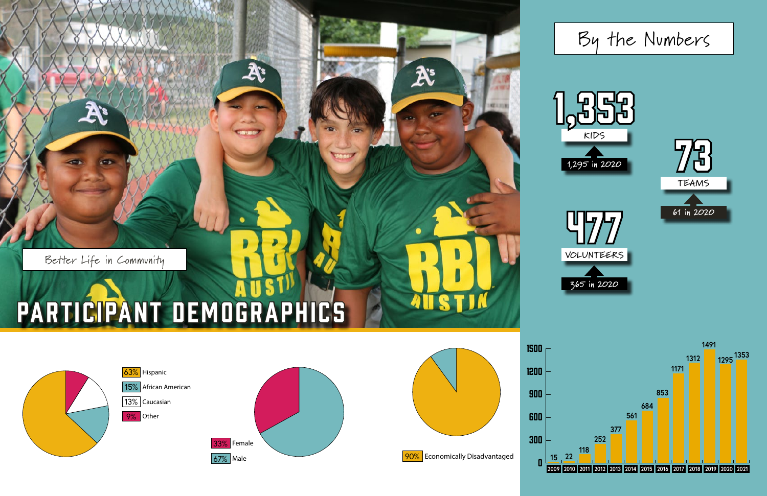Better Life in Community

# PARTICIPANT DEMOGRAPHICS

## By the Numbers

**1,353** KIDS
1,295 in 2020

**73** TEAMS
61 in 2020

**477** VOLUNTEERS
365 in 2020

- 63% Hispanic
- 15% African American
- 13% Caucasian
- 9% Other

- 33% Female
- 67% Male

- 90% Economically Disadvantaged

| Year | 2009 | 2010 | 2011 | 2012 | 2013 | 2014 | 2015 | 2016 | 2017 | 2018 | 2019 | 2020 | 2021 |
|---|---|---|---|---|---|---|---|---|---|---|---|---|---|
| Kids | 15 | 22 | 118 | 252 | 377 | 561 | 684 | 853 | 1171 | 1312 | 1491 | 1295 | 1353 |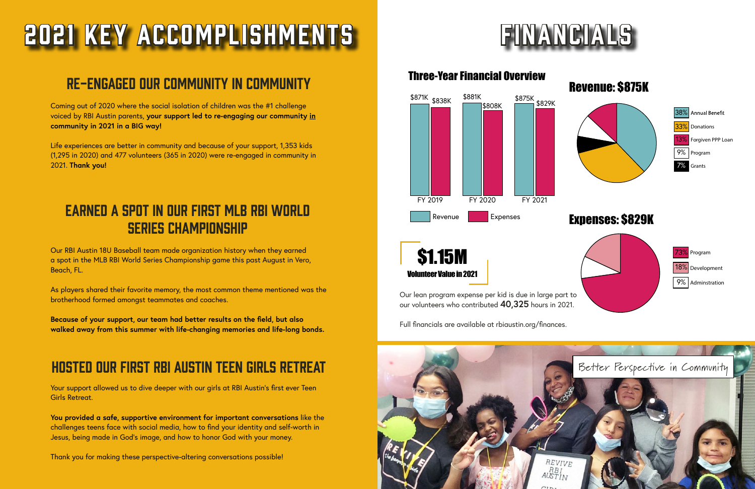# 2021 KEY ACCOMPLISHMENTS

## RE-ENGAGED OUR COMMUNITY IN COMMUNITY

Coming out of 2020 where the social isolation of children was the #1 challenge voiced by RBI Austin parents, **your support led to re-engaging our community in community in 2021 in a BIG way!**

Life experiences are better in community and because of your support, 1,353 kids (1,295 in 2020) and 477 volunteers (365 in 2020) were re-engaged in community in 2021. **Thank you!**

## EARNED A SPOT IN OUR FIRST MLB RBI WORLD SERIES CHAMPIONSHIP

Our RBI Austin 18U Baseball team made organization history when they earned a spot in the MLB RBI World Series Championship game this past August in Vero, Beach, FL.

As players shared their favorite memory, the most common theme mentioned was the brotherhood formed amongst teammates and coaches.

**Because of your support, our team had better results on the field, but also walked away from this summer with life-changing memories and life-long bonds.**

## HOSTED OUR FIRST RBI AUSTIN TEEN GIRLS RETREAT

Your support allowed us to dive deeper with our girls at RBI Austin's first ever Teen Girls Retreat.

**You provided a safe, supportive environment for important conversations** like the challenges teens face with social media, how to find your identity and self-worth in Jesus, being made in God's image, and how to honor God with your money.

Thank you for making these perspective-altering conversations possible!

# FINANCIALS

## Three-Year Financial Overview

| | Revenue | Expenses |
|---|---|---|
| FY 2019 | $871K | $838K |
| FY 2020 | $881K | $808K |
| FY 2021 | $875K | $829K |

## Revenue: $875K

| % | Source |
|---|---|
| 38% | Annual Benefit |
| 33% | Donations |
| 13% | Forgiven PPP Loan |
| 9% | Program |
| 7% | Grants |

## Expenses: $829K

| % | Category |
|---|---|
| 73% | Program |
| 18% | Development |
| 9% | Adminstration |

**$1.15M**
**Volunteer Value in 2021**

Our lean program expense per kid is due in large part to our volunteers who contributed **40,325** hours in 2021.

Full financials are available at rbiaustin.org/finances.

Better Perspective in Community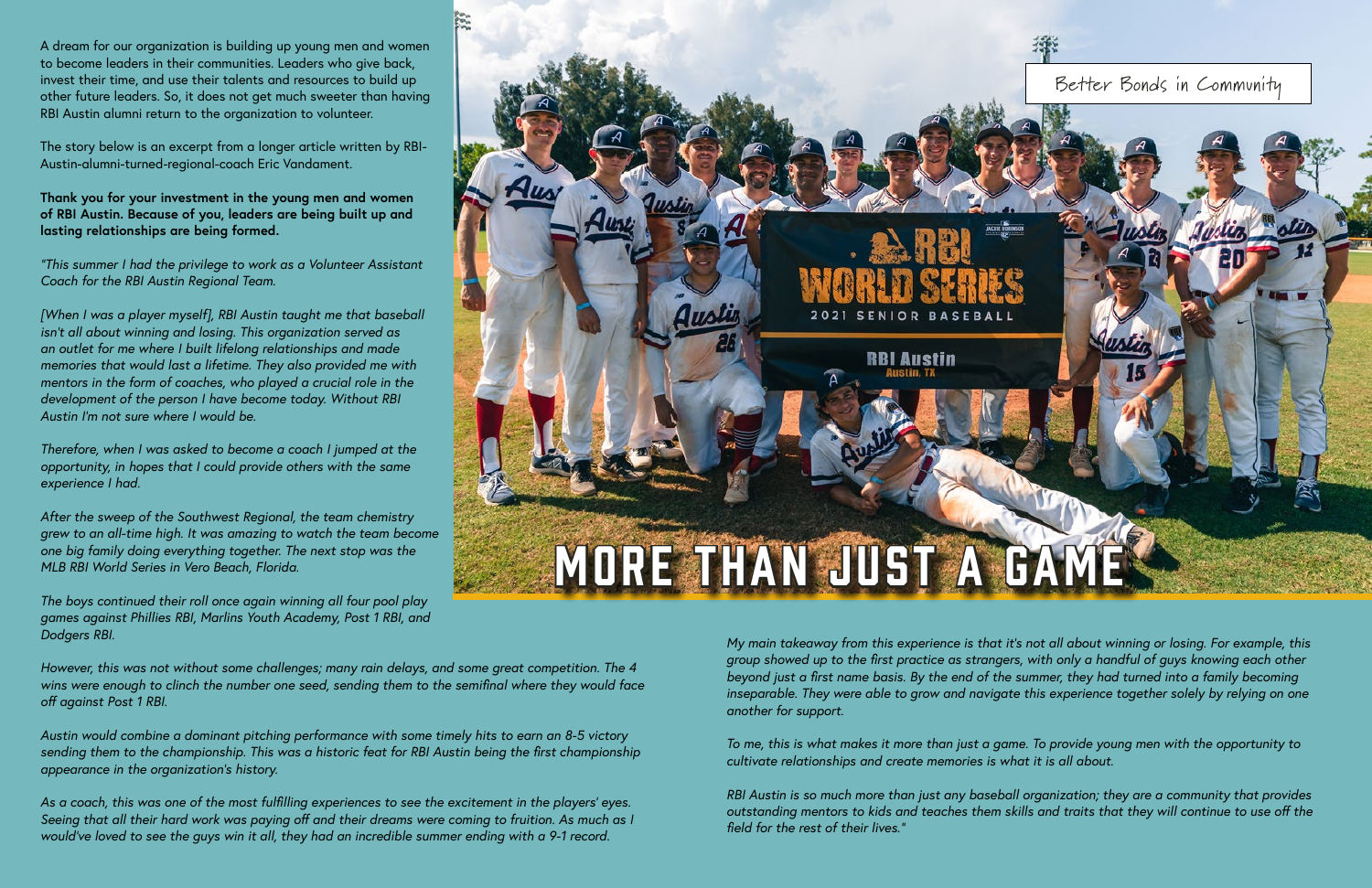# MORE THAN JUST A GAME

Better Bonds in Community

A dream for our organization is building up young men and women to become leaders in their communities. Leaders who give back, invest their time, and use their talents and resources to build up other future leaders. So, it does not get much sweeter than having RBI Austin alumni return to the organization to volunteer.

The story below is an excerpt from a longer article written by RBI-Austin-alumni-turned-regional-coach Eric Vandament.

**Thank you for your investment in the young men and women of RBI Austin. Because of you, leaders are being built up and lasting relationships are being formed.**

*"This summer I had the privilege to work as a Volunteer Assistant Coach for the RBI Austin Regional Team.*

*[When I was a player myself], RBI Austin taught me that baseball isn't all about winning and losing. This organization served as an outlet for me where I built lifelong relationships and made memories that would last a lifetime. They also provided me with mentors in the form of coaches, who played a crucial role in the development of the person I have become today. Without RBI Austin I'm not sure where I would be.*

*Therefore, when I was asked to become a coach I jumped at the opportunity, in hopes that I could provide others with the same experience I had.*

*After the sweep of the Southwest Regional, the team chemistry grew to an all-time high. It was amazing to watch the team become one big family doing everything together. The next stop was the MLB RBI World Series in Vero Beach, Florida.*

*The boys continued their roll once again winning all four pool play games against Phillies RBI, Marlins Youth Academy, Post 1 RBI, and Dodgers RBI.*

*However, this was not without some challenges; many rain delays, and some great competition. The 4 wins were enough to clinch the number one seed, sending them to the semifinal where they would face off against Post 1 RBI.*

*Austin would combine a dominant pitching performance with some timely hits to earn an 8-5 victory sending them to the championship. This was a historic feat for RBI Austin being the first championship appearance in the organization's history.*

*As a coach, this was one of the most fulfilling experiences to see the excitement in the players' eyes. Seeing that all their hard work was paying off and their dreams were coming to fruition. As much as I would've loved to see the guys win it all, they had an incredible summer ending with a 9-1 record.*

*My main takeaway from this experience is that it's not all about winning or losing. For example, this group showed up to the first practice as strangers, with only a handful of guys knowing each other beyond just a first name basis. By the end of the summer, they had turned into a family becoming inseparable. They were able to grow and navigate this experience together solely by relying on one another for support.*

*To me, this is what makes it more than just a game. To provide young men with the opportunity to cultivate relationships and create memories is what it is all about.*

*RBI Austin is so much more than just any baseball organization; they are a community that provides outstanding mentors to kids and teaches them skills and traits that they will continue to use off the field for the rest of their lives."*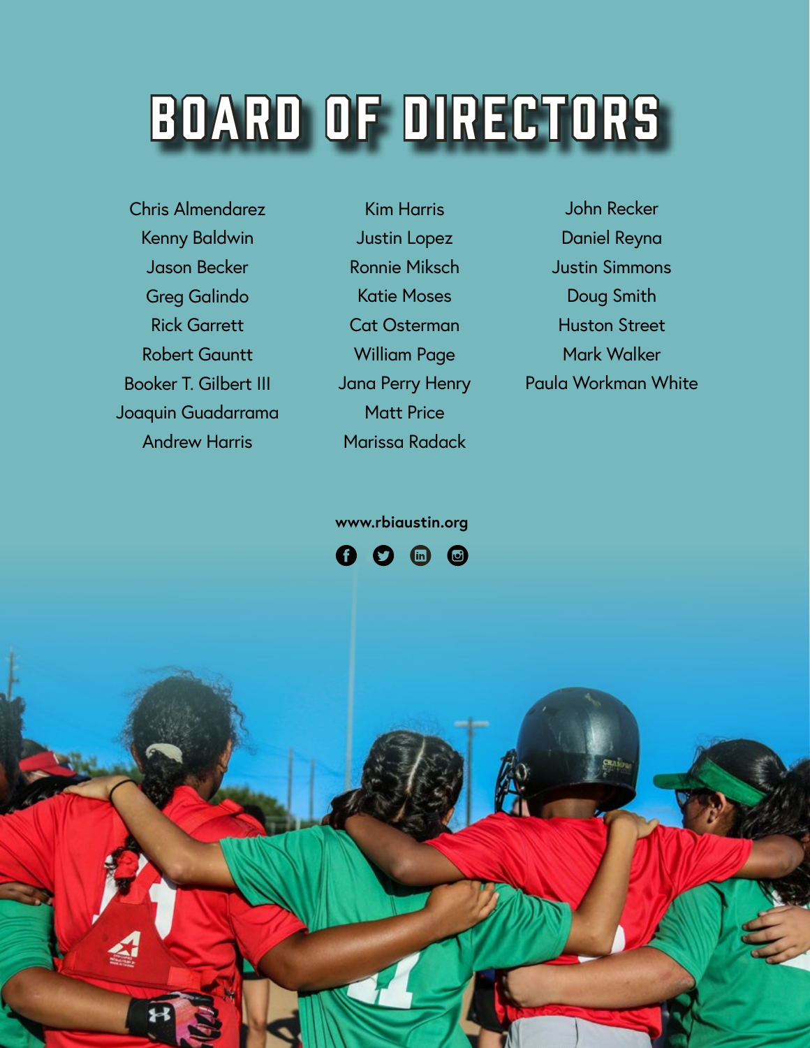# BOARD OF DIRECTORS

Chris Almendarez
Kenny Baldwin
Jason Becker
Greg Galindo
Rick Garrett
Robert Gauntt
Booker T. Gilbert III
Joaquin Guadarrama
Andrew Harris
Kim Harris
Justin Lopez
Ronnie Miksch
Katie Moses
Cat Osterman
William Page
Jana Perry Henry
Matt Price
Marissa Radack
John Recker
Daniel Reyna
Justin Simmons
Doug Smith
Huston Street
Mark Walker
Paula Workman White

**www.rbiaustin.org**